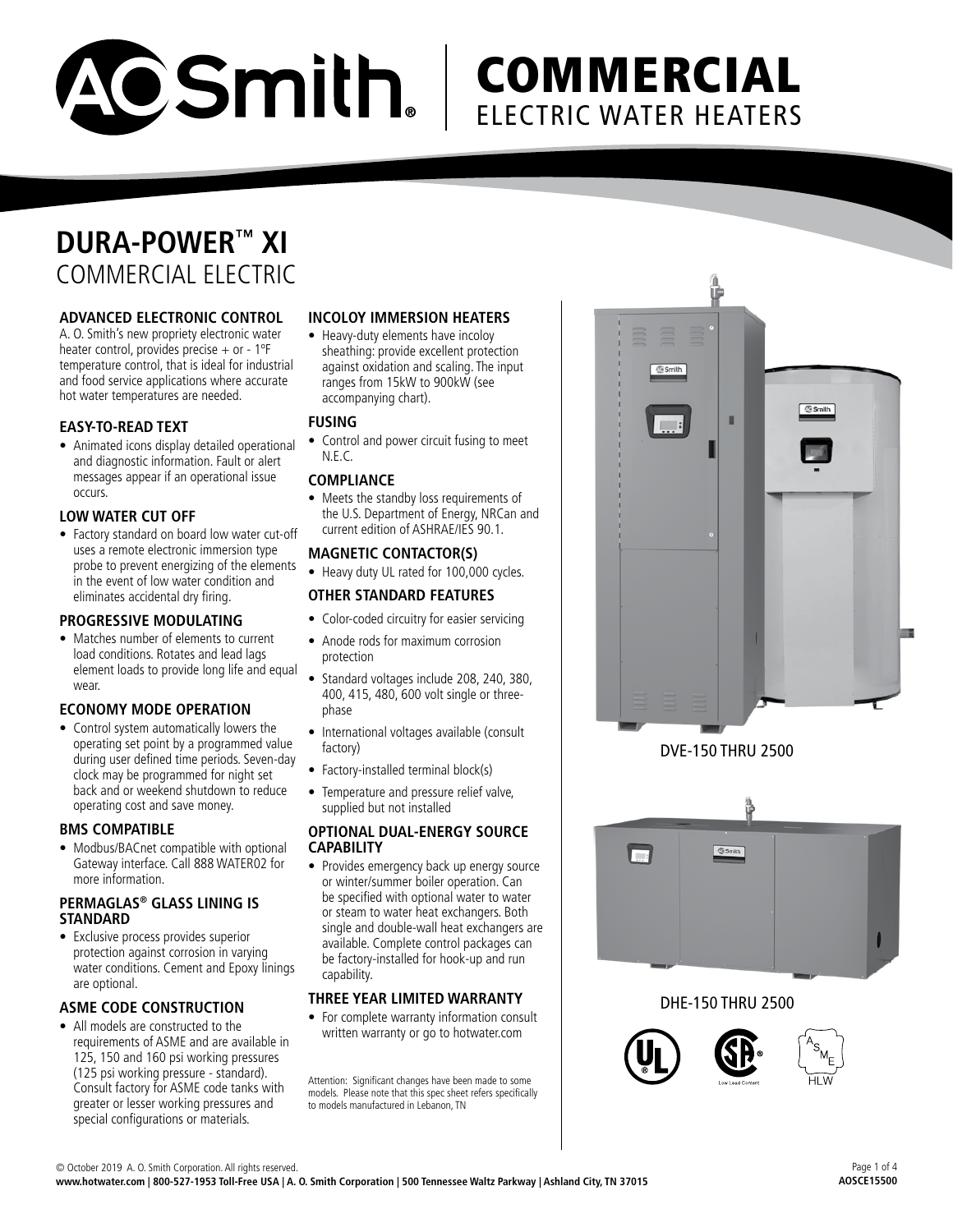# A.O. Smith | COMMERCIAL ELECTRIC WATER HEATERS

## DURA-POWER™ XI
COMMERCIAL ELECTRIC

### ADVANCED ELECTRONIC CONTROL

A. O. Smith's new propriety electronic water heater control, provides precise + or - 1ºF temperature control, that is ideal for industrial and food service applications where accurate hot water temperatures are needed.

### EASY-TO-READ TEXT

- Animated icons display detailed operational and diagnostic information. Fault or alert messages appear if an operational issue occurs.

### LOW WATER CUT OFF

- Factory standard on board low water cut-off uses a remote electronic immersion type probe to prevent energizing of the elements in the event of low water condition and eliminates accidental dry firing.

### PROGRESSIVE MODULATING

- Matches number of elements to current load conditions. Rotates and lead lags element loads to provide long life and equal wear.

### ECONOMY MODE OPERATION

- Control system automatically lowers the operating set point by a programmed value during user defined time periods. Seven-day clock may be programmed for night set back and or weekend shutdown to reduce operating cost and save money.

### BMS COMPATIBLE

- Modbus/BACnet compatible with optional Gateway interface. Call 888 WATER02 for more information.

### PERMAGLAS® GLASS LINING IS STANDARD

- Exclusive process provides superior protection against corrosion in varying water conditions. Cement and Epoxy linings are optional.

### ASME CODE CONSTRUCTION

- All models are constructed to the requirements of ASME and are available in 125, 150 and 160 psi working pressures (125 psi working pressure - standard). Consult factory for ASME code tanks with greater or lesser working pressures and special configurations or materials.

### INCOLOY IMMERSION HEATERS

- Heavy-duty elements have incoloy sheathing: provide excellent protection against oxidation and scaling. The input ranges from 15kW to 900kW (see accompanying chart).

### FUSING

- Control and power circuit fusing to meet N.E.C.

### COMPLIANCE

- Meets the standby loss requirements of the U.S. Department of Energy, NRCan and current edition of ASHRAE/IES 90.1.

### MAGNETIC CONTACTOR(S)

- Heavy duty UL rated for 100,000 cycles.

### OTHER STANDARD FEATURES

- Color-coded circuitry for easier servicing
- Anode rods for maximum corrosion protection
- Standard voltages include 208, 240, 380, 400, 415, 480, 600 volt single or three-phase
- International voltages available (consult factory)
- Factory-installed terminal block(s)
- Temperature and pressure relief valve, supplied but not installed

### OPTIONAL DUAL-ENERGY SOURCE CAPABILITY

- Provides emergency back up energy source or winter/summer boiler operation. Can be specified with optional water to water or steam to water heat exchangers. Both single and double-wall heat exchangers are available. Complete control packages can be factory-installed for hook-up and run capability.

### THREE YEAR LIMITED WARRANTY

- For complete warranty information consult written warranty or go to hotwater.com

Attention: Significant changes have been made to some models. Please note that this spec sheet refers specifically to models manufactured in Lebanon, TN

DVE-150 THRU 2500

DHE-150 THRU 2500

© October 2019 A. O. Smith Corporation. All rights reserved.
www.hotwater.com | 800-527-1953 Toll-Free USA | A. O. Smith Corporation | 500 Tennessee Waltz Parkway | Ashland City, TN 37015

AOSCE15500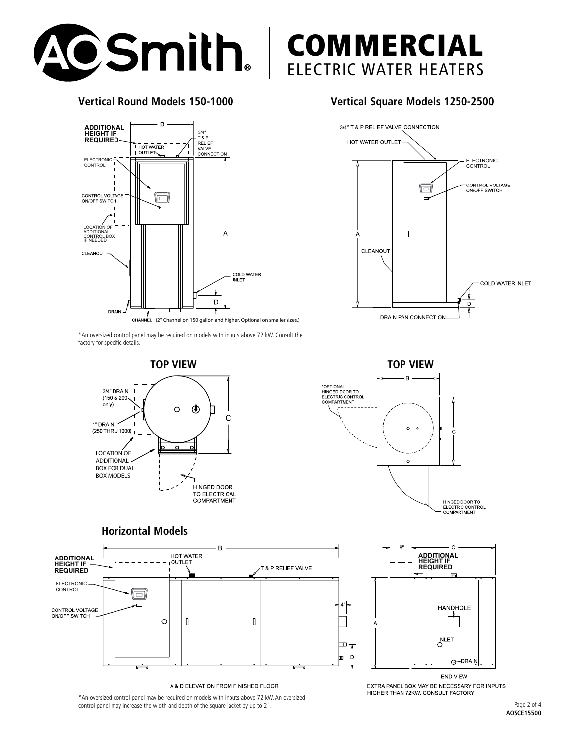# A.O. Smith | COMMERCIAL ELECTRIC WATER HEATERS

## Vertical Round Models 150-1000

ADDITIONAL HEIGHT IF REQUIRED

B

3/4" T & P RELIEF VALVE CONNECTION

HOT WATER OUTLET

ELECTRONIC CONTROL

CONTROL VOLTAGE ON/OFF SWITCH

LOCATION OF ADDITIONAL CONTROL BOX IF NEEDED

A

CLEANOUT

COLD WATER INLET

D

DRAIN

CHANNEL (2" Channel on 150 gallon and higher. Optional on smaller sizes.)

*An oversized control panel may be required on models with inputs above 72 kW. Consult the factory for specific details.

## Vertical Square Models 1250-2500

3/4" T & P RELIEF VALVE CONNECTION

HOT WATER OUTLET

ELECTRONIC CONTROL

CONTROL VOLTAGE ON/OFF SWITCH

A

CLEANOUT

COLD WATER INLET

D

DRAIN PAN CONNECTION

## TOP VIEW

3/4" DRAIN (150 & 200 only)

1" DRAIN (250 THRU 1000)

C

LOCATION OF ADDITIONAL BOX FOR DUAL BOX MODELS

HINGED DOOR TO ELECTRICAL COMPARTMENT

## TOP VIEW

B

*OPTIONAL HINGED DOOR TO ELECTRIC CONTROL COMPARTMENT

C

HINGED DOOR TO ELECTRIC CONTROL COMPARTMENT

## Horizontal Models

B

ADDITIONAL HEIGHT IF REQUIRED

HOT WATER OUTLET

T & P RELIEF VALVE

ELECTRONIC CONTROL

CONTROL VOLTAGE ON/OFF SWITCH

4"

D

A & D ELEVATION FROM FINISHED FLOOR

8"

C

ADDITIONAL HEIGHT IF REQUIRED

HANDHOLE

A

INLET

DRAIN

END VIEW

EXTRA PANEL BOX MAY BE NECESSARY FOR INPUTS HIGHER THAN 72KW. CONSULT FACTORY

*An oversized control panel may be required on models with inputs above 72 kW. An oversized control panel may increase the width and depth of the square jacket by up to 2".

AOSCE15500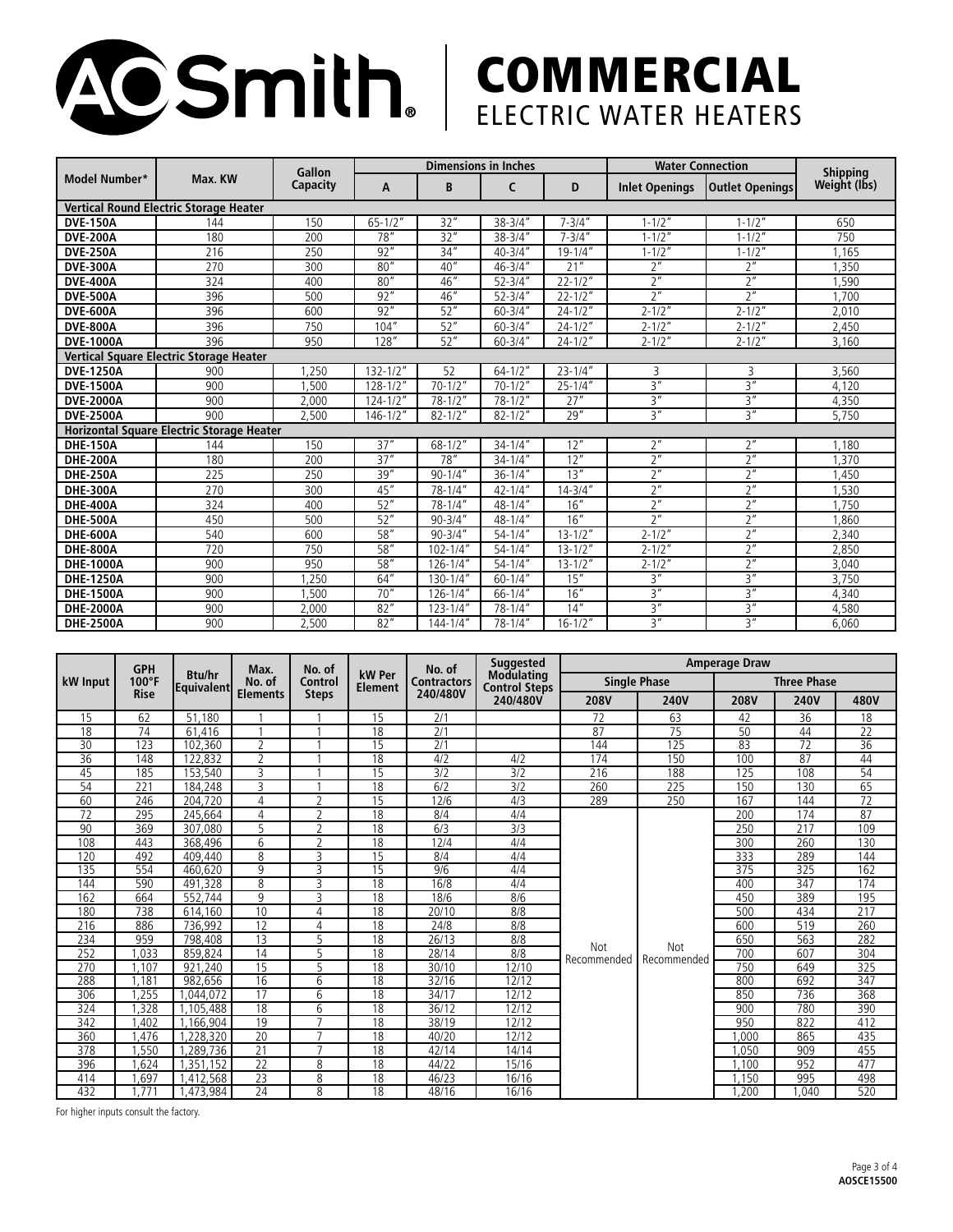# AOSmith. COMMERCIAL ELECTRIC WATER HEATERS

| Model Number* | Max. KW | Gallon Capacity | Dimensions in Inches | | | | Water Connection | | Shipping Weight (lbs) |
|---|---|---|---|---|---|---|---|---|---|
| | | | A | B | C | D | Inlet Openings | Outlet Openings | |
| **Vertical Round Electric Storage Heater** | | | | | | | | | |
| **DVE-150A** | 144 | 150 | 65-1/2" | 32" | 38-3/4" | 7-3/4" | 1-1/2" | 1-1/2" | 650 |
| **DVE-200A** | 180 | 200 | 78" | 32" | 38-3/4" | 7-3/4" | 1-1/2" | 1-1/2" | 750 |
| **DVE-250A** | 216 | 250 | 92" | 34" | 40-3/4" | 19-1/4" | 1-1/2" | 1-1/2" | 1,165 |
| **DVE-300A** | 270 | 300 | 80" | 40" | 46-3/4" | 21" | 2" | 2" | 1,350 |
| **DVE-400A** | 324 | 400 | 80" | 46" | 52-3/4" | 22-1/2" | 2" | 2" | 1,590 |
| **DVE-500A** | 396 | 500 | 92" | 46" | 52-3/4" | 22-1/2" | 2" | 2" | 1,700 |
| **DVE-600A** | 396 | 600 | 92" | 52" | 60-3/4" | 24-1/2" | 2-1/2" | 2-1/2" | 2,010 |
| **DVE-800A** | 396 | 750 | 104" | 52" | 60-3/4" | 24-1/2" | 2-1/2" | 2-1/2" | 2,450 |
| **DVE-1000A** | 396 | 950 | 128" | 52" | 60-3/4" | 24-1/2" | 2-1/2" | 2-1/2" | 3,160 |
| **Vertical Square Electric Storage Heater** | | | | | | | | | |
| **DVE-1250A** | 900 | 1,250 | 132-1/2" | 52 | 64-1/2" | 23-1/4" | 3 | 3 | 3,560 |
| **DVE-1500A** | 900 | 1,500 | 128-1/2" | 70-1/2" | 70-1/2" | 25-1/4" | 3" | 3" | 4,120 |
| **DVE-2000A** | 900 | 2,000 | 124-1/2" | 78-1/2" | 78-1/2" | 27" | 3" | 3" | 4,350 |
| **DVE-2500A** | 900 | 2,500 | 146-1/2" | 82-1/2" | 82-1/2" | 29" | 3" | 3" | 5,750 |
| **Horizontal Square Electric Storage Heater** | | | | | | | | | |
| **DHE-150A** | 144 | 150 | 37" | 68-1/2" | 34-1/4" | 12" | 2" | 2" | 1,180 |
| **DHE-200A** | 180 | 200 | 37" | 78" | 34-1/4" | 12" | 2" | 2" | 1,370 |
| **DHE-250A** | 225 | 250 | 39" | 90-1/4" | 36-1/4" | 13" | 2" | 2" | 1,450 |
| **DHE-300A** | 270 | 300 | 45" | 78-1/4" | 42-1/4" | 14-3/4" | 2" | 2" | 1,530 |
| **DHE-400A** | 324 | 400 | 52" | 78-1/4" | 48-1/4" | 16" | 2" | 2" | 1,750 |
| **DHE-500A** | 450 | 500 | 52" | 90-3/4" | 48-1/4" | 16" | 2" | 2" | 1,860 |
| **DHE-600A** | 540 | 600 | 58" | 90-3/4" | 54-1/4" | 13-1/2" | 2-1/2" | 2" | 2,340 |
| **DHE-800A** | 720 | 750 | 58" | 102-1/4" | 54-1/4" | 13-1/2" | 2-1/2" | 2" | 2,850 |
| **DHE-1000A** | 900 | 950 | 58" | 126-1/4" | 54-1/4" | 13-1/2" | 2-1/2" | 2" | 3,040 |
| **DHE-1250A** | 900 | 1,250 | 64" | 130-1/4" | 60-1/4" | 15" | 3" | 3" | 3,750 |
| **DHE-1500A** | 900 | 1,500 | 70" | 126-1/4" | 66-1/4" | 16" | 3" | 3" | 4,340 |
| **DHE-2000A** | 900 | 2,000 | 82" | 123-1/4" | 78-1/4" | 14" | 3" | 3" | 4,580 |
| **DHE-2500A** | 900 | 2,500 | 82" | 144-1/4" | 78-1/4" | 16-1/2" | 3" | 3" | 6,060 |

| kW Input | GPH 100°F Rise | Btu/hr Equivalent | Max. No. of Elements | No. of Control Steps | kW Per Element | No. of Contractors 240/480V | Suggested Modulating Control Steps 240/480V | Amperage Draw | | | | |
|---|---|---|---|---|---|---|---|---|---|---|---|---|
| | | | | | | | | Single Phase | | Three Phase | | |
| | | | | | | | | 208V | 240V | 208V | 240V | 480V |
| 15 | 62 | 51,180 | 1 | 1 | 15 | 2/1 | | 72 | 63 | 42 | 36 | 18 |
| 18 | 74 | 61,416 | 1 | 1 | 18 | 2/1 | | 87 | 75 | 50 | 44 | 22 |
| 30 | 123 | 102,360 | 2 | 1 | 15 | 2/1 | | 144 | 125 | 83 | 72 | 36 |
| 36 | 148 | 122,832 | 2 | 1 | 18 | 4/2 | 4/2 | 174 | 150 | 100 | 87 | 44 |
| 45 | 185 | 153,540 | 3 | 1 | 15 | 3/2 | 3/2 | 216 | 188 | 125 | 108 | 54 |
| 54 | 221 | 184,248 | 3 | 1 | 18 | 6/2 | 3/2 | 260 | 225 | 150 | 130 | 65 |
| 60 | 246 | 204,720 | 4 | 2 | 15 | 12/6 | 4/3 | 289 | 250 | 167 | 144 | 72 |
| 72 | 295 | 245,664 | 4 | 2 | 18 | 8/4 | 4/4 | Not Recommended | Not Recommended | 200 | 174 | 87 |
| 90 | 369 | 307,080 | 5 | 2 | 18 | 6/3 | 3/3 | | | 250 | 217 | 109 |
| 108 | 443 | 368,496 | 6 | 2 | 18 | 12/4 | 4/4 | | | 300 | 260 | 130 |
| 120 | 492 | 409,440 | 8 | 3 | 15 | 8/4 | 4/4 | | | 333 | 289 | 144 |
| 135 | 554 | 460,620 | 9 | 3 | 15 | 9/6 | 4/4 | | | 375 | 325 | 162 |
| 144 | 590 | 491,328 | 8 | 3 | 18 | 16/8 | 4/4 | | | 400 | 347 | 174 |
| 162 | 664 | 552,744 | 9 | 3 | 18 | 18/6 | 8/6 | | | 450 | 389 | 195 |
| 180 | 738 | 614,160 | 10 | 4 | 18 | 20/10 | 8/8 | | | 500 | 434 | 217 |
| 216 | 886 | 736,992 | 12 | 4 | 18 | 24/8 | 8/8 | | | 600 | 519 | 260 |
| 234 | 959 | 798,408 | 13 | 5 | 18 | 26/13 | 8/8 | | | 650 | 563 | 282 |
| 252 | 1,033 | 859,824 | 14 | 5 | 18 | 28/14 | 8/8 | | | 700 | 607 | 304 |
| 270 | 1,107 | 921,240 | 15 | 5 | 18 | 30/10 | 12/10 | | | 750 | 649 | 325 |
| 288 | 1,181 | 982,656 | 16 | 6 | 18 | 32/16 | 12/12 | | | 800 | 692 | 347 |
| 306 | 1,255 | 1,044,072 | 17 | 6 | 18 | 34/17 | 12/12 | | | 850 | 736 | 368 |
| 324 | 1,328 | 1,105,488 | 18 | 6 | 18 | 36/12 | 12/12 | | | 900 | 780 | 390 |
| 342 | 1,402 | 1,166,904 | 19 | 7 | 18 | 38/19 | 12/12 | | | 950 | 822 | 412 |
| 360 | 1,476 | 1,228,320 | 20 | 7 | 18 | 40/20 | 12/12 | | | 1,000 | 865 | 435 |
| 378 | 1,550 | 1,289,736 | 21 | 7 | 18 | 42/14 | 14/14 | | | 1,050 | 909 | 455 |
| 396 | 1,624 | 1,351,152 | 22 | 8 | 18 | 44/22 | 15/16 | | | 1,100 | 952 | 477 |
| 414 | 1,697 | 1,412,568 | 23 | 8 | 18 | 46/23 | 16/16 | | | 1,150 | 995 | 498 |
| 432 | 1,771 | 1,473,984 | 24 | 8 | 18 | 48/16 | 16/16 | | | 1,200 | 1,040 | 520 |

For higher inputs consult the factory.

**AOSCE15500**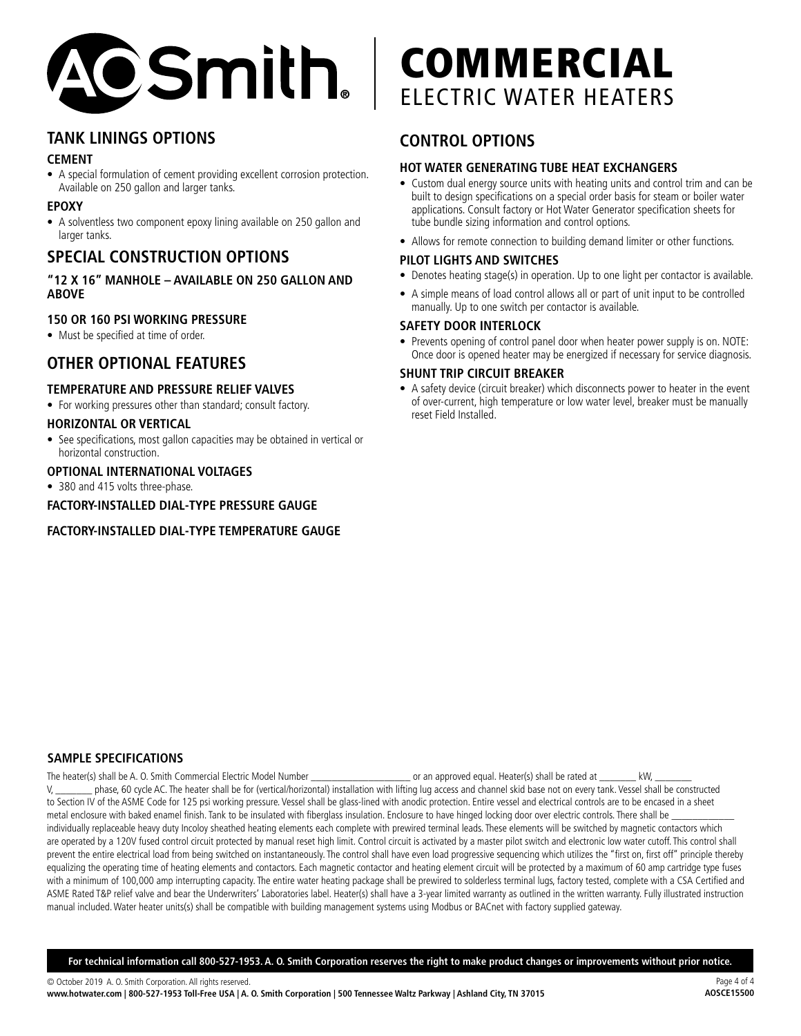# COMMERCIAL ELECTRIC WATER HEATERS

## TANK LININGS OPTIONS

### CEMENT

- A special formulation of cement providing excellent corrosion protection. Available on 250 gallon and larger tanks.

### EPOXY

- A solventless two component epoxy lining available on 250 gallon and larger tanks.

## SPECIAL CONSTRUCTION OPTIONS

### "12 X 16" MANHOLE – AVAILABLE ON 250 GALLON AND ABOVE

### 150 OR 160 PSI WORKING PRESSURE

- Must be specified at time of order.

## OTHER OPTIONAL FEATURES

### TEMPERATURE AND PRESSURE RELIEF VALVES

- For working pressures other than standard; consult factory.

### HORIZONTAL OR VERTICAL

- See specifications, most gallon capacities may be obtained in vertical or horizontal construction.

### OPTIONAL INTERNATIONAL VOLTAGES

- 380 and 415 volts three-phase.

### FACTORY-INSTALLED DIAL-TYPE PRESSURE GAUGE

### FACTORY-INSTALLED DIAL-TYPE TEMPERATURE GAUGE

## CONTROL OPTIONS

### HOT WATER GENERATING TUBE HEAT EXCHANGERS

- Custom dual energy source units with heating units and control trim and can be built to design specifications on a special order basis for steam or boiler water applications. Consult factory or Hot Water Generator specification sheets for tube bundle sizing information and control options.
- Allows for remote connection to building demand limiter or other functions.

### PILOT LIGHTS AND SWITCHES

- Denotes heating stage(s) in operation. Up to one light per contactor is available.
- A simple means of load control allows all or part of unit input to be controlled manually. Up to one switch per contactor is available.

### SAFETY DOOR INTERLOCK

- Prevents opening of control panel door when heater power supply is on. NOTE: Once door is opened heater may be energized if necessary for service diagnosis.

### SHUNT TRIP CIRCUIT BREAKER

- A safety device (circuit breaker) which disconnects power to heater in the event of over-current, high temperature or low water level, breaker must be manually reset Field Installed.

### SAMPLE SPECIFICATIONS

The heater(s) shall be A. O. Smith Commercial Electric Model Number ______________________ or an approved equal. Heater(s) shall be rated at ________ kW, ________ V, ________ phase, 60 cycle AC. The heater shall be for (vertical/horizontal) installation with lifting lug access and channel skid base not on every tank. Vessel shall be constructed to Section IV of the ASME Code for 125 psi working pressure. Vessel shall be glass-lined with anodic protection. Entire vessel and electrical controls are to be encased in a sheet metal enclosure with baked enamel finish. Tank to be insulated with fiberglass insulation. Enclosure to have hinged locking door over electric controls. There shall be ______________ individually replaceable heavy duty Incoloy sheathed heating elements each complete with prewired terminal leads. These elements will be switched by magnetic contactors which are operated by a 120V fused control circuit protected by manual reset high limit. Control circuit is activated by a master pilot switch and electronic low water cutoff. This control shall prevent the entire electrical load from being switched on instantaneously. The control shall have even load progressive sequencing which utilizes the "first on, first off" principle thereby equalizing the operating time of heating elements and contactors. Each magnetic contactor and heating element circuit will be protected by a maximum of 60 amp cartridge type fuses with a minimum of 100,000 amp interrupting capacity. The entire water heating package shall be prewired to solderless terminal lugs, factory tested, complete with a CSA Certified and ASME Rated T&P relief valve and bear the Underwriters' Laboratories label. Heater(s) shall have a 3-year limited warranty as outlined in the written warranty. Fully illustrated instruction manual included. Water heater units(s) shall be compatible with building management systems using Modbus or BACnet with factory supplied gateway.

**For technical information call 800-527-1953. A. O. Smith Corporation reserves the right to make product changes or improvements without prior notice.**

© October 2019 A. O. Smith Corporation. All rights reserved.
**www.hotwater.com | 800-527-1953 Toll-Free USA | A. O. Smith Corporation | 500 Tennessee Waltz Parkway | Ashland City, TN 37015**

**AOSCE15500**